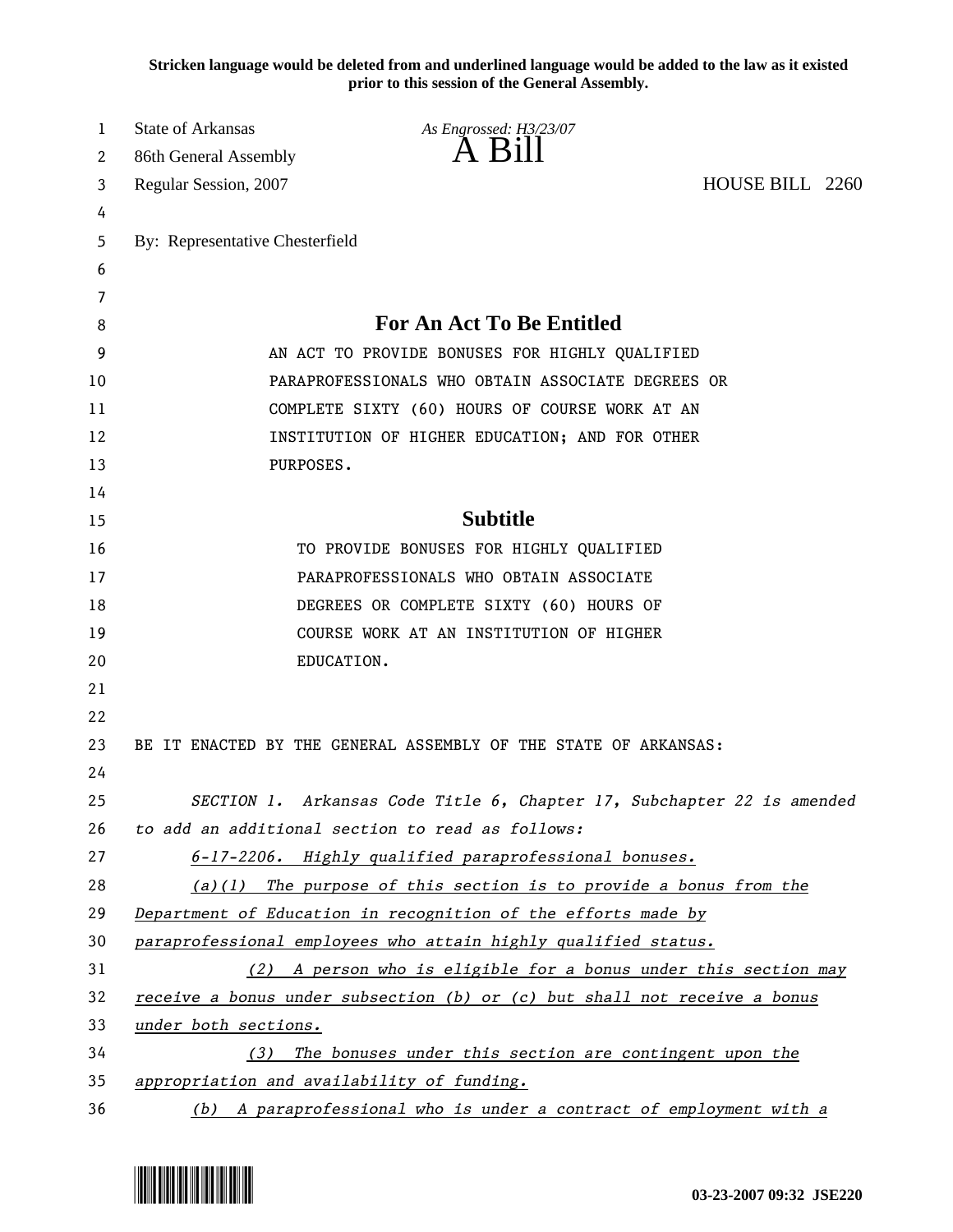**Stricken language would be deleted from and underlined language would be added to the law as it existed prior to this session of the General Assembly.**

State of Arkansas
86th General Assembly
Regular Session, 2007

*As Engrossed: H3/23/07*

# A Bill

HOUSE BILL 2260

By: Representative Chesterfield

## For An Act To Be Entitled

AN ACT TO PROVIDE BONUSES FOR HIGHLY QUALIFIED PARAPROFESSIONALS WHO OBTAIN ASSOCIATE DEGREES OR COMPLETE SIXTY (60) HOURS OF COURSE WORK AT AN INSTITUTION OF HIGHER EDUCATION; AND FOR OTHER PURPOSES.

## Subtitle

TO PROVIDE BONUSES FOR HIGHLY QUALIFIED PARAPROFESSIONALS WHO OBTAIN ASSOCIATE DEGREES OR COMPLETE SIXTY (60) HOURS OF COURSE WORK AT AN INSTITUTION OF HIGHER EDUCATION.

BE IT ENACTED BY THE GENERAL ASSEMBLY OF THE STATE OF ARKANSAS:

*SECTION 1. Arkansas Code Title 6, Chapter 17, Subchapter 22 is amended to add an additional section to read as follows:*

*6-17-2206. Highly qualified paraprofessional bonuses.*

*(a)(1) The purpose of this section is to provide a bonus from the Department of Education in recognition of the efforts made by paraprofessional employees who attain highly qualified status.*

*(2) A person who is eligible for a bonus under this section may receive a bonus under subsection (b) or (c) but shall not receive a bonus under both sections.*

*(3) The bonuses under this section are contingent upon the appropriation and availability of funding.*

*(b) A paraprofessional who is under a contract of employment with a*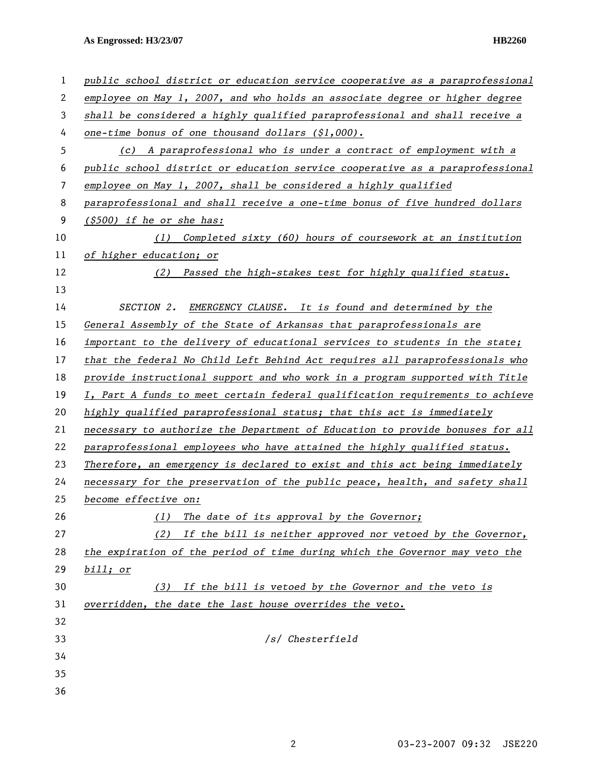public school district or education service cooperative as a paraprofessional employee on May 1, 2007, and who holds an associate degree or higher degree shall be considered a highly qualified paraprofessional and shall receive a one-time bonus of one thousand dollars ($1,000).

(c) A paraprofessional who is under a contract of employment with a public school district or education service cooperative as a paraprofessional employee on May 1, 2007, shall be considered a highly qualified paraprofessional and shall receive a one-time bonus of five hundred dollars ($500) if he or she has:

(1) Completed sixty (60) hours of coursework at an institution of higher education; or

(2) Passed the high-stakes test for highly qualified status.

SECTION 2. EMERGENCY CLAUSE. It is found and determined by the General Assembly of the State of Arkansas that paraprofessionals are important to the delivery of educational services to students in the state; that the federal No Child Left Behind Act requires all paraprofessionals who provide instructional support and who work in a program supported with Title I, Part A funds to meet certain federal qualification requirements to achieve highly qualified paraprofessional status; that this act is immediately necessary to authorize the Department of Education to provide bonuses for all paraprofessional employees who have attained the highly qualified status. Therefore, an emergency is declared to exist and this act being immediately necessary for the preservation of the public peace, health, and safety shall become effective on:

(1) The date of its approval by the Governor;

(2) If the bill is neither approved nor vetoed by the Governor, the expiration of the period of time during which the Governor may veto the bill; or

(3) If the bill is vetoed by the Governor and the veto is overridden, the date the last house overrides the veto.

/s/ Chesterfield